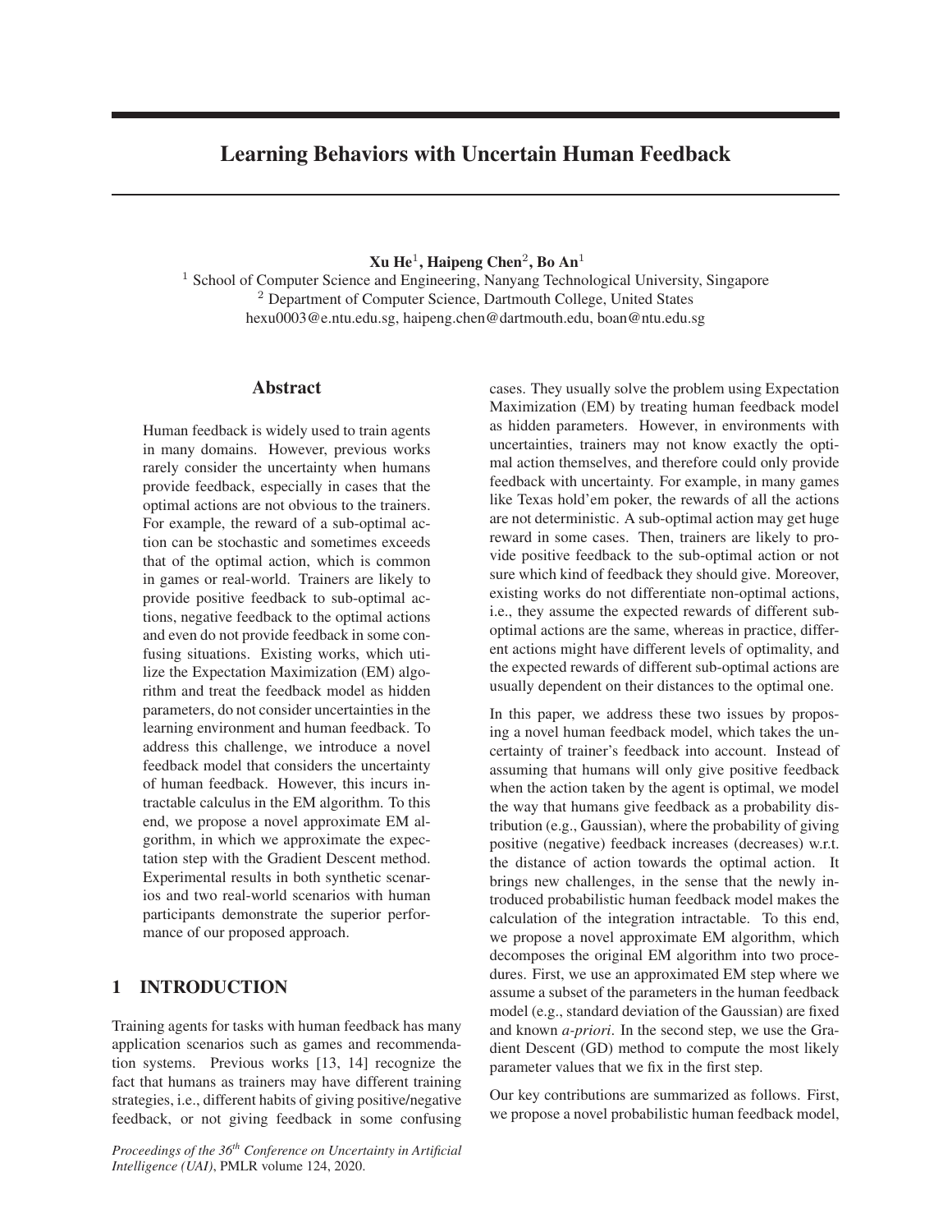# Learning Behaviors with Uncertain Human Feedback

**Xu He**[1]**, Haipeng Chen**[2]**, Bo An**[1]

[1] School of Computer Science and Engineering, Nanyang Technological University, Singapore
[2] Department of Computer Science, Dartmouth College, United States
hexu0003@e.ntu.edu.sg, haipeng.chen@dartmouth.edu, boan@ntu.edu.sg

## Abstract

Human feedback is widely used to train agents in many domains. However, previous works rarely consider the uncertainty when humans provide feedback, especially in cases that the optimal actions are not obvious to the trainers. For example, the reward of a sub-optimal action can be stochastic and sometimes exceeds that of the optimal action, which is common in games or real-world. Trainers are likely to provide positive feedback to sub-optimal actions, negative feedback to the optimal actions and even do not provide feedback in some confusing situations. Existing works, which utilize the Expectation Maximization (EM) algorithm and treat the feedback model as hidden parameters, do not consider uncertainties in the learning environment and human feedback. To address this challenge, we introduce a novel feedback model that considers the uncertainty of human feedback. However, this incurs intractable calculus in the EM algorithm. To this end, we propose a novel approximate EM algorithm, in which we approximate the expectation step with the Gradient Descent method. Experimental results in both synthetic scenarios and two real-world scenarios with human participants demonstrate the superior performance of our proposed approach.

## 1 INTRODUCTION

Training agents for tasks with human feedback has many application scenarios such as games and recommendation systems. Previous works [13, 14] recognize the fact that humans as trainers may have different training strategies, i.e., different habits of giving positive/negative feedback, or not giving feedback in some confusing cases. They usually solve the problem using Expectation Maximization (EM) by treating human feedback model as hidden parameters. However, in environments with uncertainties, trainers may not know exactly the optimal action themselves, and therefore could only provide feedback with uncertainty. For example, in many games like Texas hold'em poker, the rewards of all the actions are not deterministic. A sub-optimal action may get huge reward in some cases. Then, trainers are likely to provide positive feedback to the sub-optimal action or not sure which kind of feedback they should give. Moreover, existing works do not differentiate non-optimal actions, i.e., they assume the expected rewards of different sub-optimal actions are the same, whereas in practice, different actions might have different levels of optimality, and the expected rewards of different sub-optimal actions are usually dependent on their distances to the optimal one.

In this paper, we address these two issues by proposing a novel human feedback model, which takes the uncertainty of trainer's feedback into account. Instead of assuming that humans will only give positive feedback when the action taken by the agent is optimal, we model the way that humans give feedback as a probability distribution (e.g., Gaussian), where the probability of giving positive (negative) feedback increases (decreases) w.r.t. the distance of action towards the optimal action. It brings new challenges, in the sense that the newly introduced probabilistic human feedback model makes the calculation of the integration intractable. To this end, we propose a novel approximate EM algorithm, which decomposes the original EM algorithm into two procedures. First, we use an approximated EM step where we assume a subset of the parameters in the human feedback model (e.g., standard deviation of the Gaussian) are fixed and known *a-priori*. In the second step, we use the Gradient Descent (GD) method to compute the most likely parameter values that we fix in the first step.

Our key contributions are summarized as follows. First, we propose a novel probabilistic human feedback model,

*Proceedings of the 36th Conference on Uncertainty in Artificial Intelligence (UAI)*, PMLR volume 124, 2020.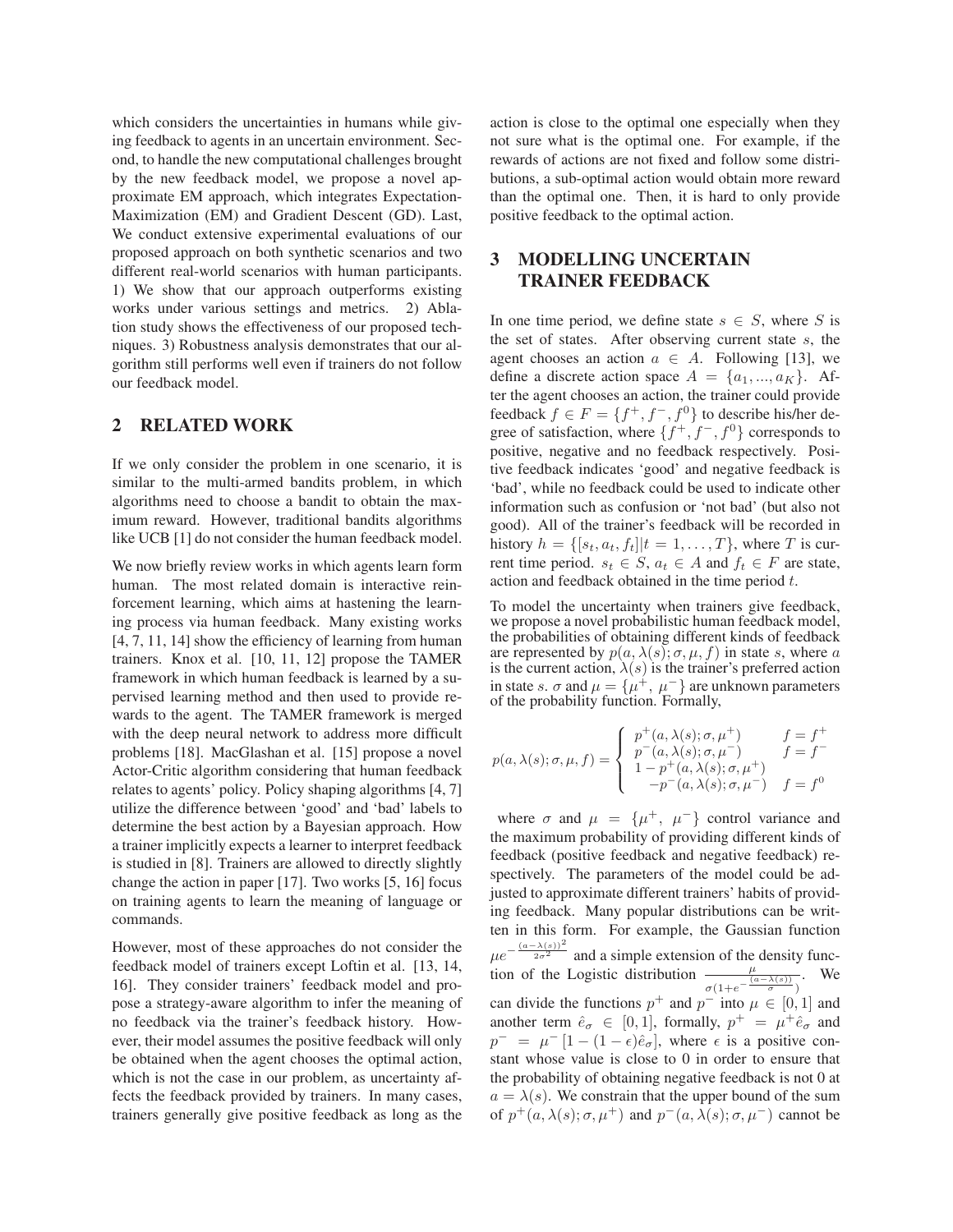which considers the uncertainties in humans while giving feedback to agents in an uncertain environment. Second, to handle the new computational challenges brought by the new feedback model, we propose a novel approximate EM approach, which integrates Expectation-Maximization (EM) and Gradient Descent (GD). Last, We conduct extensive experimental evaluations of our proposed approach on both synthetic scenarios and two different real-world scenarios with human participants. 1) We show that our approach outperforms existing works under various settings and metrics. 2) Ablation study shows the effectiveness of our proposed techniques. 3) Robustness analysis demonstrates that our algorithm still performs well even if trainers do not follow our feedback model.

## 2 RELATED WORK

If we only consider the problem in one scenario, it is similar to the multi-armed bandits problem, in which algorithms need to choose a bandit to obtain the maximum reward. However, traditional bandits algorithms like UCB [1] do not consider the human feedback model.

We now briefly review works in which agents learn form human. The most related domain is interactive reinforcement learning, which aims at hastening the learning process via human feedback. Many existing works [4, 7, 11, 14] show the efficiency of learning from human trainers. Knox et al. [10, 11, 12] propose the TAMER framework in which human feedback is learned by a supervised learning method and then used to provide rewards to the agent. The TAMER framework is merged with the deep neural network to address more difficult problems [18]. MacGlashan et al. [15] propose a novel Actor-Critic algorithm considering that human feedback relates to agents' policy. Policy shaping algorithms [4, 7] utilize the difference between 'good' and 'bad' labels to determine the best action by a Bayesian approach. How a trainer implicitly expects a learner to interpret feedback is studied in [8]. Trainers are allowed to directly slightly change the action in paper [17]. Two works [5, 16] focus on training agents to learn the meaning of language or commands.

However, most of these approaches do not consider the feedback model of trainers except Loftin et al. [13, 14, 16]. They consider trainers' feedback model and propose a strategy-aware algorithm to infer the meaning of no feedback via the trainer's feedback history. However, their model assumes the positive feedback will only be obtained when the agent chooses the optimal action, which is not the case in our problem, as uncertainty affects the feedback provided by trainers. In many cases, trainers generally give positive feedback as long as the action is close to the optimal one especially when they not sure what is the optimal one. For example, if the rewards of actions are not fixed and follow some distributions, a sub-optimal action would obtain more reward than the optimal one. Then, it is hard to only provide positive feedback to the optimal action.

## 3 MODELLING UNCERTAIN TRAINER FEEDBACK

In one time period, we define state $s \in S$, where $S$ is the set of states. After observing current state $s$, the agent chooses an action $a \in A$. Following [13], we define a discrete action space $A = \{a_1, ..., a_K\}$. After the agent chooses an action, the trainer could provide feedback $f \in F = \{f^+, f^-, f^0\}$ to describe his/her degree of satisfaction, where $\{f^+, f^-, f^0\}$ corresponds to positive, negative and no feedback respectively. Positive feedback indicates 'good' and negative feedback is 'bad', while no feedback could be used to indicate other information such as confusion or 'not bad' (but also not good). All of the trainer's feedback will be recorded in history $h = \{[s_t, a_t, f_t] | t = 1, \ldots, T\}$, where $T$ is current time period. $s_t \in S$, $a_t \in A$ and $f_t \in F$ are state, action and feedback obtained in the time period $t$.

To model the uncertainty when trainers give feedback, we propose a novel probabilistic human feedback model, the probabilities of obtaining different kinds of feedback are represented by $p(a, \lambda(s); \sigma, \mu, f)$ in state $s$, where $a$ is the current action, $\lambda(s)$ is the trainer's preferred action in state $s$. $\sigma$ and $\mu = \{\mu^+, \mu^-\}$ are unknown parameters of the probability function. Formally,

$$p(a, \lambda(s); \sigma, \mu, f) = \begin{cases} p^+(a, \lambda(s); \sigma, \mu^+) & f = f^+ \\ p^-(a, \lambda(s); \sigma, \mu^-) & f = f^- \\ 1 - p^+(a, \lambda(s); \sigma, \mu^+) & \\ \quad -p^-(a, \lambda(s); \sigma, \mu^-) & f = f^0 \end{cases}$$

where $\sigma$ and $\mu = \{\mu^+, \mu^-\}$ control variance and the maximum probability of providing different kinds of feedback (positive feedback and negative feedback) respectively. The parameters of the model could be adjusted to approximate different trainers' habits of providing feedback. Many popular distributions can be written in this form. For example, the Gaussian function $\mu e^{-\frac{(a-\lambda(s))^2}{2\sigma^2}}$ and a simple extension of the density function of the Logistic distribution $\frac{\mu}{\sigma(1+e^{-\frac{(a-\lambda(s))}{\sigma}})}$. We can divide the functions $p^+$ and $p^-$ into $\mu \in [0, 1]$ and another term $\hat{e}_\sigma \in [0, 1]$, formally, $p^+ = \mu^+ \hat{e}_\sigma$ and $p^- = \mu^- [1 - (1 - \epsilon)\hat{e}_\sigma]$, where $\epsilon$ is a positive constant whose value is close to 0 in order to ensure that the probability of obtaining negative feedback is not 0 at $a = \lambda(s)$. We constrain that the upper bound of the sum of $p^+(a, \lambda(s); \sigma, \mu^+)$ and $p^-(a, \lambda(s); \sigma, \mu^-)$ cannot be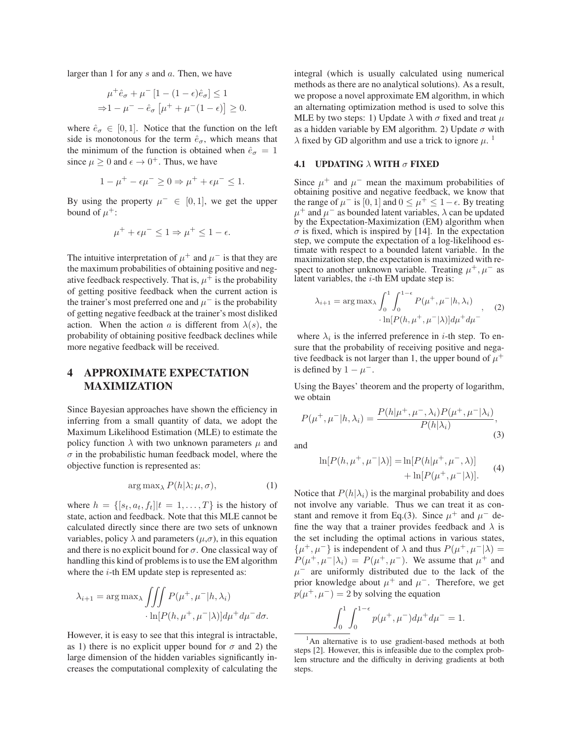larger than 1 for any $s$ and $a$. Then, we have

$$\mu^+ \hat{e}_\sigma + \mu^- [1 - (1-\epsilon)\hat{e}_\sigma] \leq 1$$
$$\Rightarrow 1 - \mu^- - \hat{e}_\sigma \left[\mu^+ + \mu^-(1-\epsilon)\right] \geq 0.$$

where $\hat{e}_\sigma \in [0, 1]$. Notice that the function on the left side is monotonous for the term $\hat{e}_\sigma$, which means that the minimum of the function is obtained when $\hat{e}_\sigma = 1$ since $\mu \geq 0$ and $\epsilon \to 0^+$. Thus, we have

$$1 - \mu^+ - \epsilon\mu^- \geq 0 \Rightarrow \mu^+ + \epsilon\mu^- \leq 1.$$

By using the property $\mu^- \in [0, 1]$, we get the upper bound of $\mu^+$:

$$\mu^+ + \epsilon\mu^- \leq 1 \Rightarrow \mu^+ \leq 1 - \epsilon.$$

The intuitive interpretation of $\mu^+$ and $\mu^-$ is that they are the maximum probabilities of obtaining positive and negative feedback respectively. That is, $\mu^+$ is the probability of getting positive feedback when the current action is the trainer's most preferred one and $\mu^-$ is the probability of getting negative feedback at the trainer's most disliked action. When the action $a$ is different from $\lambda(s)$, the probability of obtaining positive feedback declines while more negative feedback will be received.

## 4 APPROXIMATE EXPECTATION MAXIMIZATION

Since Bayesian approaches have shown the efficiency in inferring from a small quantity of data, we adopt the Maximum Likelihood Estimation (MLE) to estimate the policy function $\lambda$ with two unknown parameters $\mu$ and $\sigma$ in the probabilistic human feedback model, where the objective function is represented as:

$$\arg\max_\lambda P(h|\lambda; \mu, \sigma), \tag{1}$$

where $h = \{[s_t, a_t, f_t] | t = 1, \ldots, T\}$ is the history of state, action and feedback. Note that this MLE cannot be calculated directly since there are two sets of unknown variables, policy $\lambda$ and parameters $(\mu, \sigma)$, in this equation and there is no explicit bound for $\sigma$. One classical way of handling this kind of problems is to use the EM algorithm where the $i$-th EM update step is represented as:

$$\lambda_{i+1} = \arg\max_\lambda \iiint P(\mu^+, \mu^- | h, \lambda_i) \cdot \ln[P(h, \mu^+, \mu^- | \lambda)] d\mu^+ d\mu^- d\sigma.$$

However, it is easy to see that this integral is intractable, as 1) there is no explicit upper bound for $\sigma$ and 2) the large dimension of the hidden variables significantly increases the computational complexity of calculating the integral (which is usually calculated using numerical methods as there are no analytical solutions). As a result, we propose a novel approximate EM algorithm, in which an alternating optimization method is used to solve this MLE by two steps: 1) Update $\lambda$ with $\sigma$ fixed and treat $\mu$ as a hidden variable by EM algorithm. 2) Update $\sigma$ with $\lambda$ fixed by GD algorithm and use a trick to ignore $\mu$. [1]

### 4.1 UPDATING $\lambda$ WITH $\sigma$ FIXED

Since $\mu^+$ and $\mu^-$ mean the maximum probabilities of obtaining positive and negative feedback, we know that the range of $\mu^-$ is $[0, 1]$ and $0 \leq \mu^+ \leq 1 - \epsilon$. By treating $\mu^+$ and $\mu^-$ as bounded latent variables, $\lambda$ can be updated by the Expectation-Maximization (EM) algorithm when $\sigma$ is fixed, which is inspired by [14]. In the expectation step, we compute the expectation of a log-likelihood estimate with respect to a bounded latent variable. In the maximization step, the expectation is maximized with respect to another unknown variable. Treating $\mu^+, \mu^-$ as latent variables, the $i$-th EM update step is:

$$\lambda_{i+1} = \arg\max_\lambda \int_0^1 \int_0^{1-\epsilon} P(\mu^+, \mu^- | h, \lambda_i) \cdot \ln[P(h, \mu^+, \mu^- | \lambda)] d\mu^+ d\mu^-, \tag{2}$$

where $\lambda_i$ is the inferred preference in $i$-th step. To ensure that the probability of receiving positive and negative feedback is not larger than 1, the upper bound of $\mu^+$ is defined by $1 - \mu^-$.

Using the Bayes' theorem and the property of logarithm, we obtain

$$P(\mu^+, \mu^- | h, \lambda_i) = \frac{P(h|\mu^+, \mu^-, \lambda_i) P(\mu^+, \mu^- | \lambda_i)}{P(h|\lambda_i)}, \tag{3}$$

and

$$\ln[P(h, \mu^+, \mu^- | \lambda)] = \ln[P(h|\mu^+, \mu^-, \lambda)] + \ln[P(\mu^+, \mu^- | \lambda)]. \tag{4}$$

Notice that $P(h|\lambda_i)$ is the marginal probability and does not involve any variable. Thus we can treat it as constant and remove it from Eq.(3). Since $\mu^+$ and $\mu^-$ define the way that a trainer provides feedback and $\lambda$ is the set including the optimal actions in various states, $\{\mu^+, \mu^-\}$ is independent of $\lambda$ and thus $P(\mu^+, \mu^- | \lambda) = P(\mu^+, \mu^- | \lambda_i) = P(\mu^+, \mu^-)$. We assume that $\mu^+$ and $\mu^-$ are uniformly distributed due to the lack of the prior knowledge about $\mu^+$ and $\mu^-$. Therefore, we get $p(\mu^+, \mu^-) = 2$ by solving the equation

$$\int_0^1 \int_0^{1-\epsilon} p(\mu^+, \mu^-) d\mu^+ d\mu^- = 1.$$

[1] An alternative is to use gradient-based methods at both steps [2]. However, this is infeasible due to the complex problem structure and the difficulty in deriving gradients at both steps.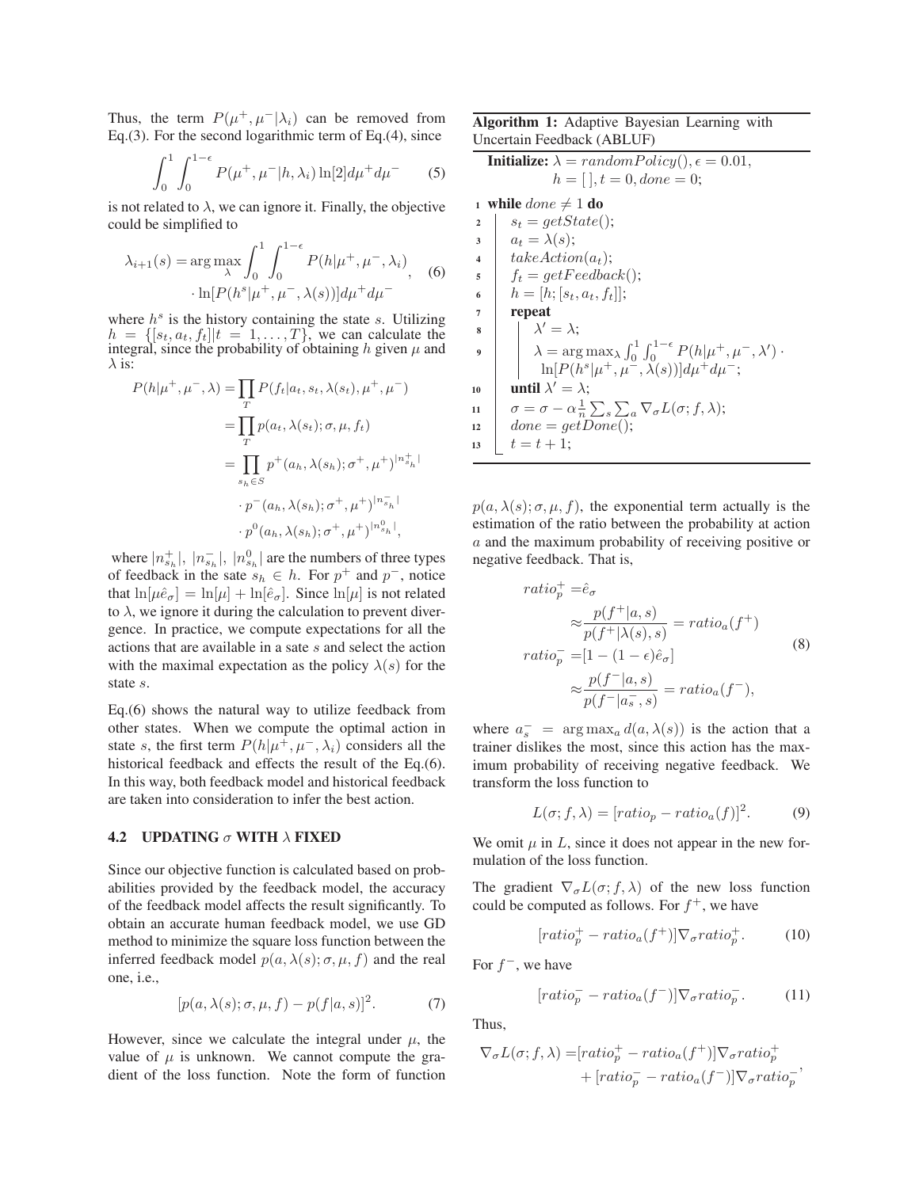Thus, the term $P(\mu^+, \mu^-|\lambda_i)$ can be removed from Eq.(3). For the second logarithmic term of Eq.(4), since

$$\int_0^1 \int_0^{1-\epsilon} P(\mu^+, \mu^-|h, \lambda_i) \ln[2] d\mu^+ d\mu^- \quad (5)$$

is not related to $\lambda$, we can ignore it. Finally, the objective could be simplified to

$$\lambda_{i+1}(s) = \arg\max_{\lambda} \int_0^1 \int_0^{1-\epsilon} P(h|\mu^+, \mu^-, \lambda_i) \cdot \ln[P(h^s|\mu^+, \mu^-, \lambda(s))] d\mu^+ d\mu^-, \quad (6)$$

where $h^s$ is the history containing the state $s$. Utilizing $h = \{[s_t, a_t, f_t]|t = 1, \ldots, T\}$, we can calculate the integral, since the probability of obtaining $h$ given $\mu$ and $\lambda$ is:

$$\begin{aligned} P(h|\mu^+, \mu^-, \lambda) &= \prod_T P(f_t|a_t, s_t, \lambda(s_t), \mu^+, \mu^-) \\ &= \prod_T p(a_t, \lambda(s_t); \sigma, \mu, f_t) \\ &= \prod_{s_h \in S} p^+(a_h, \lambda(s_h); \sigma^+, \mu^+)^{|n^+_{s_h}|} \\ &\quad \cdot p^-(a_h, \lambda(s_h); \sigma^+, \mu^+)^{|n^-_{s_h}|} \\ &\quad \cdot p^0(a_h, \lambda(s_h); \sigma^+, \mu^+)^{|n^0_{s_h}|}, \end{aligned}$$

where $|n^+_{s_h}|$, $|n^-_{s_h}|$, $|n^0_{s_h}|$ are the numbers of three types of feedback in the sate $s_h \in h$. For $p^+$ and $p^-$, notice that $\ln[\mu\hat{e}_\sigma] = \ln[\mu] + \ln[\hat{e}_\sigma]$. Since $\ln[\mu]$ is not related to $\lambda$, we ignore it during the calculation to prevent divergence. In practice, we compute expectations for all the actions that are available in a sate $s$ and select the action with the maximal expectation as the policy $\lambda(s)$ for the state $s$.

Eq.(6) shows the natural way to utilize feedback from other states. When we compute the optimal action in state $s$, the first term $P(h|\mu^+, \mu^-, \lambda_i)$ considers all the historical feedback and effects the result of the Eq.(6). In this way, both feedback model and historical feedback are taken into consideration to infer the best action.

### 4.2 UPDATING $\sigma$ WITH $\lambda$ FIXED

Since our objective function is calculated based on probabilities provided by the feedback model, the accuracy of the feedback model affects the result significantly. To obtain an accurate human feedback model, we use GD method to minimize the square loss function between the inferred feedback model $p(a, \lambda(s); \sigma, \mu, f)$ and the real one, i.e.,

$$[p(a, \lambda(s); \sigma, \mu, f) - p(f|a, s)]^2. \quad (7)$$

However, since we calculate the integral under $\mu$, the value of $\mu$ is unknown. We cannot compute the gradient of the loss function. Note the form of function

**Algorithm 1:** Adaptive Bayesian Learning with Uncertain Feedback (ABLUF)

```
Initialize: λ = randomPolicy(), ε = 0.01,
            h = [ ], t = 0, done = 0;
1  while done ≠ 1 do
2      s_t = getState();
3      a_t = λ(s);
4      takeAction(a_t);
5      f_t = getFeedback();
6      h = [h; [s_t, a_t, f_t]];
7      repeat
8          λ' = λ;
9          λ = argmax_λ ∫_0^1 ∫_0^{1-ε} P(h|μ+, μ-, λ') ·
               ln[P(h^s|μ+, μ-, λ(s))] dμ+ dμ-;
10     until λ' = λ;
11     σ = σ − α (1/n) Σ_s Σ_a ∇_σ L(σ; f, λ);
12     done = getDone();
13     t = t + 1;
```

$p(a, \lambda(s); \sigma, \mu, f)$, the exponential term actually is the estimation of the ratio between the probability at action $a$ and the maximum probability of receiving positive or negative feedback. That is,

$$\begin{aligned} ratio^+_p =& \hat{e}_\sigma \\ &\approx \frac{p(f^+|a, s)}{p(f^+|\lambda(s), s)} = ratio_a(f^+) \\ ratio^-_p =& [1 - (1-\epsilon)\hat{e}_\sigma] \\ &\approx \frac{p(f^-|a, s)}{p(f^-|a^-_s, s)} = ratio_a(f^-), \end{aligned} \quad (8)$$

where $a^-_s = \arg\max_a d(a, \lambda(s))$ is the action that a trainer dislikes the most, since this action has the maximum probability of receiving negative feedback. We transform the loss function to

$$L(\sigma; f, \lambda) = [ratio_p - ratio_a(f)]^2. \quad (9)$$

We omit $\mu$ in $L$, since it does not appear in the new formulation of the loss function.

The gradient $\nabla_\sigma L(\sigma; f, \lambda)$ of the new loss function could be computed as follows. For $f^+$, we have

$$[ratio^+_p - ratio_a(f^+)] \nabla_\sigma ratio^+_p. \quad (10)$$

For $f^-$, we have

$$[ratio^-_p - ratio_a(f^-)] \nabla_\sigma ratio^-_p. \quad (11)$$

Thus,

$$\begin{aligned} \nabla_\sigma L(\sigma; f, \lambda) =& [ratio^+_p - ratio_a(f^+)] \nabla_\sigma ratio^+_p \\ &+ [ratio^-_p - ratio_a(f^-)] \nabla_\sigma ratio^-_p, \end{aligned}$$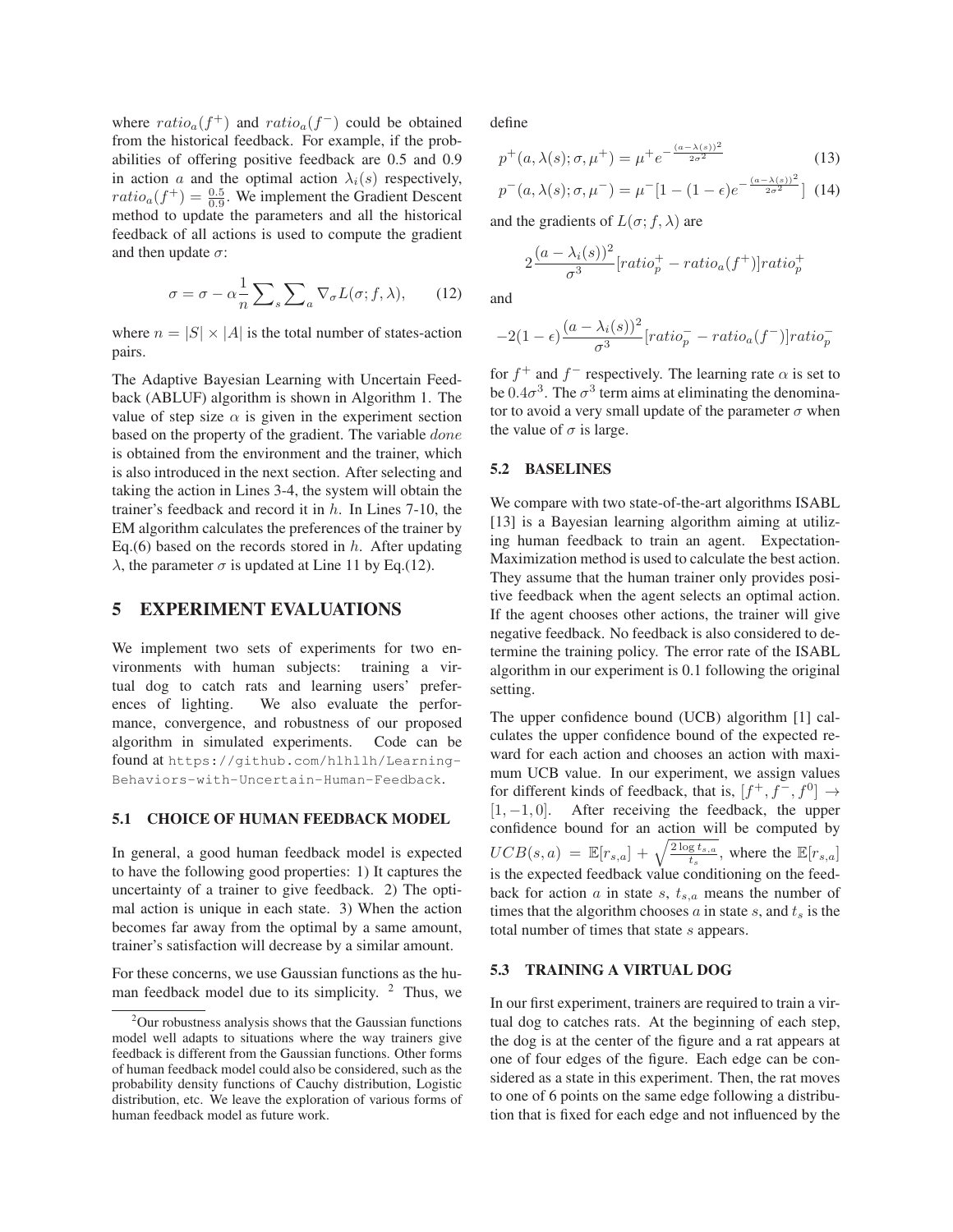where $ratio_a(f^+)$ and $ratio_a(f^-)$ could be obtained from the historical feedback. For example, if the probabilities of offering positive feedback are 0.5 and 0.9 in action $a$ and the optimal action $\lambda_i(s)$ respectively, $ratio_a(f^+) = \frac{0.5}{0.9}$. We implement the Gradient Descent method to update the parameters and all the historical feedback of all actions is used to compute the gradient and then update $\sigma$:

$$\sigma = \sigma - \alpha \frac{1}{n} \sum_s \sum_a \nabla_\sigma L(\sigma; f, \lambda), \qquad (12)$$

where $n = |S| \times |A|$ is the total number of states-action pairs.

The Adaptive Bayesian Learning with Uncertain Feedback (ABLUF) algorithm is shown in Algorithm 1. The value of step size $\alpha$ is given in the experiment section based on the property of the gradient. The variable $done$ is obtained from the environment and the trainer, which is also introduced in the next section. After selecting and taking the action in Lines 3-4, the system will obtain the trainer's feedback and record it in $h$. In Lines 7-10, the EM algorithm calculates the preferences of the trainer by Eq.(6) based on the records stored in $h$. After updating $\lambda$, the parameter $\sigma$ is updated at Line 11 by Eq.(12).

# 5 EXPERIMENT EVALUATIONS

We implement two sets of experiments for two environments with human subjects: training a virtual dog to catch rats and learning users' preferences of lighting. We also evaluate the performance, convergence, and robustness of our proposed algorithm in simulated experiments. Code can be found at https://github.com/hlhllh/Learning-Behaviors-with-Uncertain-Human-Feedback.

## 5.1 CHOICE OF HUMAN FEEDBACK MODEL

In general, a good human feedback model is expected to have the following good properties: 1) It captures the uncertainty of a trainer to give feedback. 2) The optimal action is unique in each state. 3) When the action becomes far away from the optimal by a same amount, trainer's satisfaction will decrease by a similar amount.

For these concerns, we use Gaussian functions as the human feedback model due to its simplicity. [2] Thus, we define

$$p^+(a, \lambda(s); \sigma, \mu^+) = \mu^+ e^{-\frac{(a-\lambda(s))^2}{2\sigma^2}} \qquad (13)$$

$$p^-(a, \lambda(s); \sigma, \mu^-) = \mu^-[1 - (1-\epsilon)e^{-\frac{(a-\lambda(s))^2}{2\sigma^2}}] \qquad (14)$$

and the gradients of $L(\sigma; f, \lambda)$ are

$$2\frac{(a-\lambda_i(s))^2}{\sigma^3}[ratio_p^+ - ratio_a(f^+)]ratio_p^+$$

and

$$-2(1-\epsilon)\frac{(a-\lambda_i(s))^2}{\sigma^3}[ratio_p^- - ratio_a(f^-)]ratio_p^-$$

for $f^+$ and $f^-$ respectively. The learning rate $\alpha$ is set to be $0.4\sigma^3$. The $\sigma^3$ term aims at eliminating the denominator to avoid a very small update of the parameter $\sigma$ when the value of $\sigma$ is large.

## 5.2 BASELINES

We compare with two state-of-the-art algorithms ISABL [13] is a Bayesian learning algorithm aiming at utilizing human feedback to train an agent. Expectation-Maximization method is used to calculate the best action. They assume that the human trainer only provides positive feedback when the agent selects an optimal action. If the agent chooses other actions, the trainer will give negative feedback. No feedback is also considered to determine the training policy. The error rate of the ISABL algorithm in our experiment is 0.1 following the original setting.

The upper confidence bound (UCB) algorithm [1] calculates the upper confidence bound of the expected reward for each action and chooses an action with maximum UCB value. In our experiment, we assign values for different kinds of feedback, that is, $[f^+, f^-, f^0] \rightarrow [1, -1, 0]$. After receiving the feedback, the upper confidence bound for an action will be computed by $UCB(s, a) = \mathbb{E}[r_{s,a}] + \sqrt{\frac{2\log t_{s,a}}{t_s}}$, where the $\mathbb{E}[r_{s,a}]$ is the expected feedback value conditioning on the feedback for action $a$ in state $s$, $t_{s,a}$ means the number of times that the algorithm chooses $a$ in state $s$, and $t_s$ is the total number of times that state $s$ appears.

## 5.3 TRAINING A VIRTUAL DOG

In our first experiment, trainers are required to train a virtual dog to catches rats. At the beginning of each step, the dog is at the center of the figure and a rat appears at one of four edges of the figure. Each edge can be considered as a state in this experiment. Then, the rat moves to one of 6 points on the same edge following a distribution that is fixed for each edge and not influenced by the

[2] Our robustness analysis shows that the Gaussian functions model well adapts to situations where the way trainers give feedback is different from the Gaussian functions. Other forms of human feedback model could also be considered, such as the probability density functions of Cauchy distribution, Logistic distribution, etc. We leave the exploration of various forms of human feedback model as future work.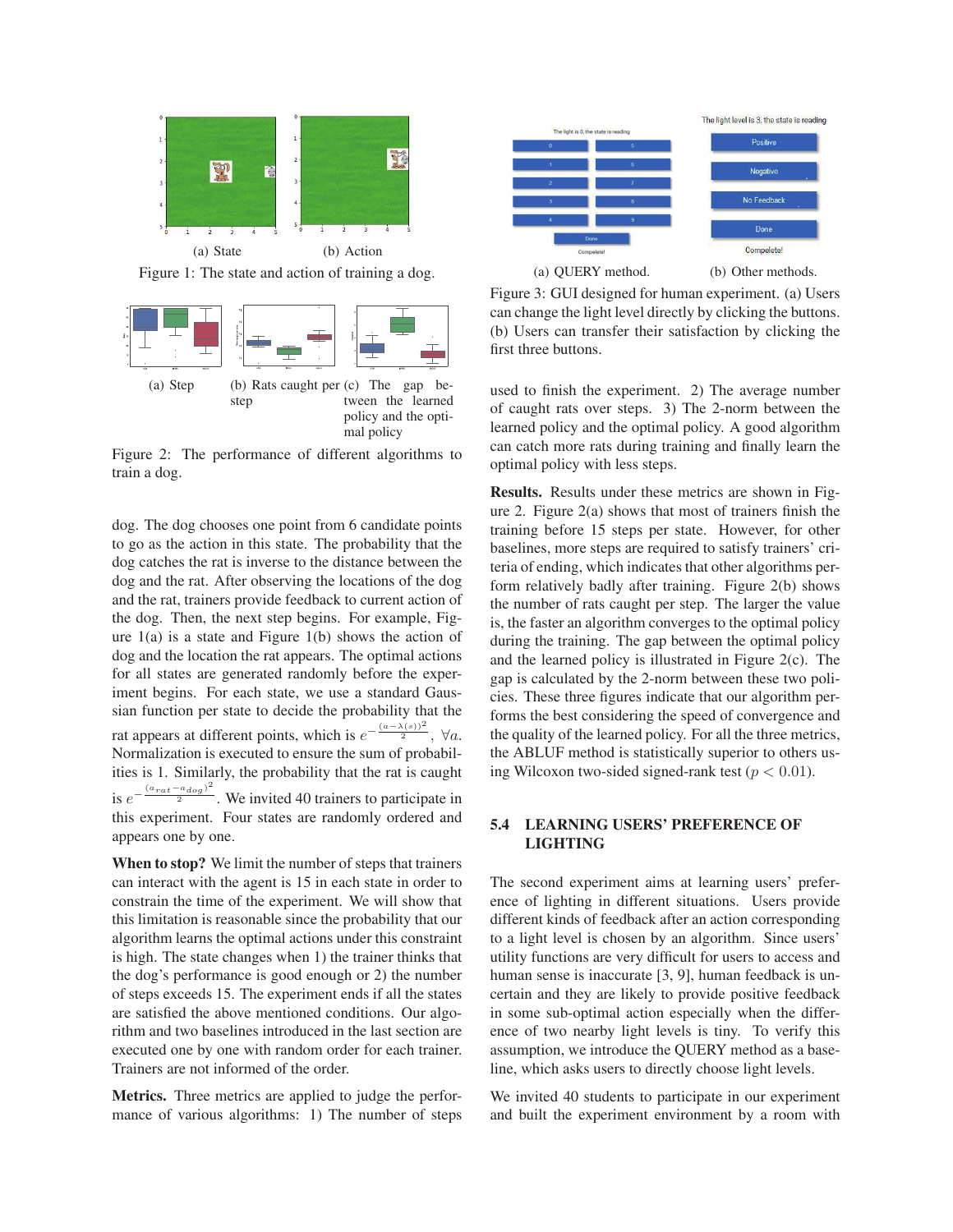(a) State (b) Action

Figure 1: The state and action of training a dog.

(a) Step (b) Rats caught per step (c) The gap between the learned policy and the optimal policy

Figure 2: The performance of different algorithms to train a dog.

dog. The dog chooses one point from 6 candidate points to go as the action in this state. The probability that the dog catches the rat is inverse to the distance between the dog and the rat. After observing the locations of the dog and the rat, trainers provide feedback to current action of the dog. Then, the next step begins. For example, Figure 1(a) is a state and Figure 1(b) shows the action of dog and the location the rat appears. The optimal actions for all states are generated randomly before the experiment begins. For each state, we use a standard Gaussian function per state to decide the probability that the rat appears at different points, which is $e^{-\frac{(a-\lambda(s))^2}{2}}$, $\forall a$. Normalization is executed to ensure the sum of probabilities is 1. Similarly, the probability that the rat is caught is $e^{-\frac{(a_{rat}-a_{dog})^2}{2}}$. We invited 40 trainers to participate in this experiment. Four states are randomly ordered and appears one by one.

**When to stop?** We limit the number of steps that trainers can interact with the agent is 15 in each state in order to constrain the time of the experiment. We will show that this limitation is reasonable since the probability that our algorithm learns the optimal actions under this constraint is high. The state changes when 1) the trainer thinks that the dog's performance is good enough or 2) the number of steps exceeds 15. The experiment ends if all the states are satisfied the above mentioned conditions. Our algorithm and two baselines introduced in the last section are executed one by one with random order for each trainer. Trainers are not informed of the order.

**Metrics.** Three metrics are applied to judge the performance of various algorithms: 1) The number of steps used to finish the experiment. 2) The average number of caught rats over steps. 3) The 2-norm between the learned policy and the optimal policy. A good algorithm can catch more rats during training and finally learn the optimal policy with less steps.

(a) QUERY method. (b) Other methods.

Figure 3: GUI designed for human experiment. (a) Users can change the light level directly by clicking the buttons. (b) Users can transfer their satisfaction by clicking the first three buttons.

**Results.** Results under these metrics are shown in Figure 2. Figure 2(a) shows that most of trainers finish the training before 15 steps per state. However, for other baselines, more steps are required to satisfy trainers' criteria of ending, which indicates that other algorithms perform relatively badly after training. Figure 2(b) shows the number of rats caught per step. The larger the value is, the faster an algorithm converges to the optimal policy during the training. The gap between the optimal policy and the learned policy is illustrated in Figure 2(c). The gap is calculated by the 2-norm between these two policies. These three figures indicate that our algorithm performs the best considering the speed of convergence and the quality of the learned policy. For all the three metrics, the ABLUF method is statistically superior to others using Wilcoxon two-sided signed-rank test ($p < 0.01$).

## 5.4 LEARNING USERS' PREFERENCE OF LIGHTING

The second experiment aims at learning users' preference of lighting in different situations. Users provide different kinds of feedback after an action corresponding to a light level is chosen by an algorithm. Since users' utility functions are very difficult for users to access and human sense is inaccurate [3, 9], human feedback is uncertain and they are likely to provide positive feedback in some sub-optimal action especially when the difference of two nearby light levels is tiny. To verify this assumption, we introduce the QUERY method as a baseline, which asks users to directly choose light levels.

We invited 40 students to participate in our experiment and built the experiment environment by a room with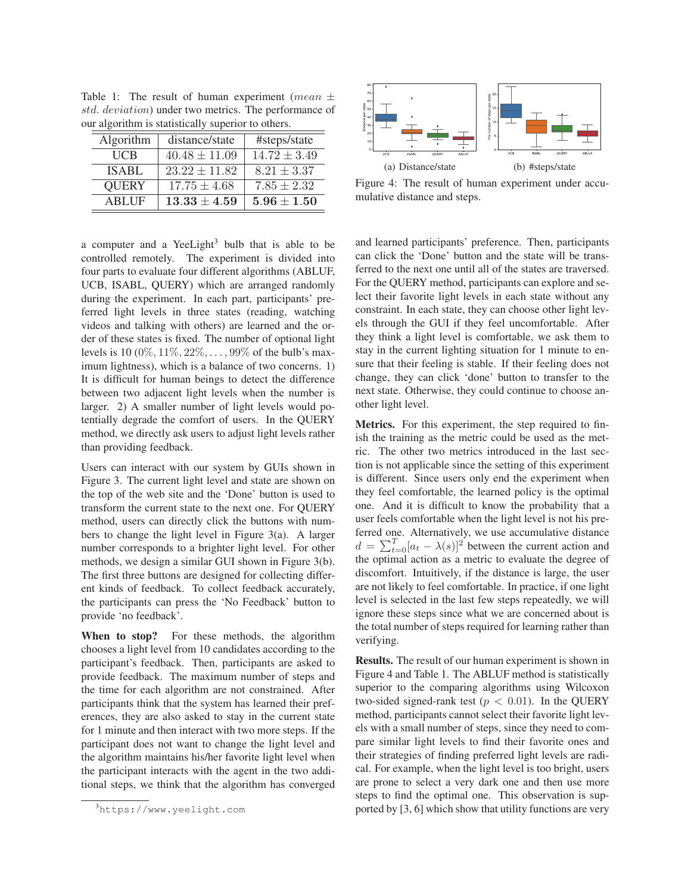Table 1: The result of human experiment ($mean \pm std.\ deviation$) under two metrics. The performance of our algorithm is statistically superior to others.

| Algorithm | distance/state | #steps/state |
|---|---|---|
| UCB | $40.48 \pm 11.09$ | $14.72 \pm 3.49$ |
| ISABL | $23.22 \pm 11.82$ | $8.21 \pm 3.37$ |
| QUERY | $17.75 \pm 4.68$ | $7.85 \pm 2.32$ |
| ABLUF | $\mathbf{13.33 \pm 4.59}$ | $\mathbf{5.96 \pm 1.50}$ |

(a) Distance/state (b) #steps/state

Figure 4: The result of human experiment under accumulative distance and steps.

a computer and a YeeLight[3] bulb that is able to be controlled remotely. The experiment is divided into four parts to evaluate four different algorithms (ABLUF, UCB, ISABL, QUERY) which are arranged randomly during the experiment. In each part, participants' preferred light levels in three states (reading, watching videos and talking with others) are learned and the order of these states is fixed. The number of optional light levels is 10 ($0\%, 11\%, 22\%, \dots, 99\%$ of the bulb's maximum lightness), which is a balance of two concerns. 1) It is difficult for human beings to detect the difference between two adjacent light levels when the number is larger. 2) A smaller number of light levels would potentially degrade the comfort of users. In the QUERY method, we directly ask users to adjust light levels rather than providing feedback.

Users can interact with our system by GUIs shown in Figure 3. The current light level and state are shown on the top of the web site and the 'Done' button is used to transform the current state to the next one. For QUERY method, users can directly click the buttons with numbers to change the light level in Figure 3(a). A larger number corresponds to a brighter light level. For other methods, we design a similar GUI shown in Figure 3(b). The first three buttons are designed for collecting different kinds of feedback. To collect feedback accurately, the participants can press the 'No Feedback' button to provide 'no feedback'.

**When to stop?** For these methods, the algorithm chooses a light level from 10 candidates according to the participant's feedback. Then, participants are asked to provide feedback. The maximum number of steps and the time for each algorithm are not constrained. After participants think that the system has learned their preferences, they are also asked to stay in the current state for 1 minute and then interact with two more steps. If the participant does not want to change the light level and the algorithm maintains his/her favorite light level when the participant interacts with the agent in the two additional steps, we think that the algorithm has converged and learned participants' preference. Then, participants can click the 'Done' button and the state will be transferred to the next one until all of the states are traversed. For the QUERY method, participants can explore and select their favorite light levels in each state without any constraint. In each state, they can choose other light levels through the GUI if they feel uncomfortable. After they think a light level is comfortable, we ask them to stay in the current lighting situation for 1 minute to ensure that their feeling is stable. If their feeling does not change, they can click 'done' button to transfer to the next state. Otherwise, they could continue to choose another light level.

**Metrics.** For this experiment, the step required to finish the training as the metric could be used as the metric. The other two metrics introduced in the last section is not applicable since the setting of this experiment is different. Since users only end the experiment when they feel comfortable, the learned policy is the optimal one. And it is difficult to know the probability that a user feels comfortable when the light level is not his preferred one. Alternatively, we use accumulative distance $d = \sum_{t=0}^{T}[a_t - \lambda(s)]^2$ between the current action and the optimal action as a metric to evaluate the degree of discomfort. Intuitively, if the distance is large, the user are not likely to feel comfortable. In practice, if one light level is selected in the last few steps repeatedly, we will ignore these steps since what we are concerned about is the total number of steps required for learning rather than verifying.

**Results.** The result of our human experiment is shown in Figure 4 and Table 1. The ABLUF method is statistically superior to the comparing algorithms using Wilcoxon two-sided signed-rank test ($p < 0.01$). In the QUERY method, participants cannot select their favorite light levels with a small number of steps, since they need to compare similar light levels to find their favorite ones and their strategies of finding preferred light levels are radical. For example, when the light level is too bright, users are prone to select a very dark one and then use more steps to find the optimal one. This observation is supported by [3, 6] which show that utility functions are very

[3] https://www.yeelight.com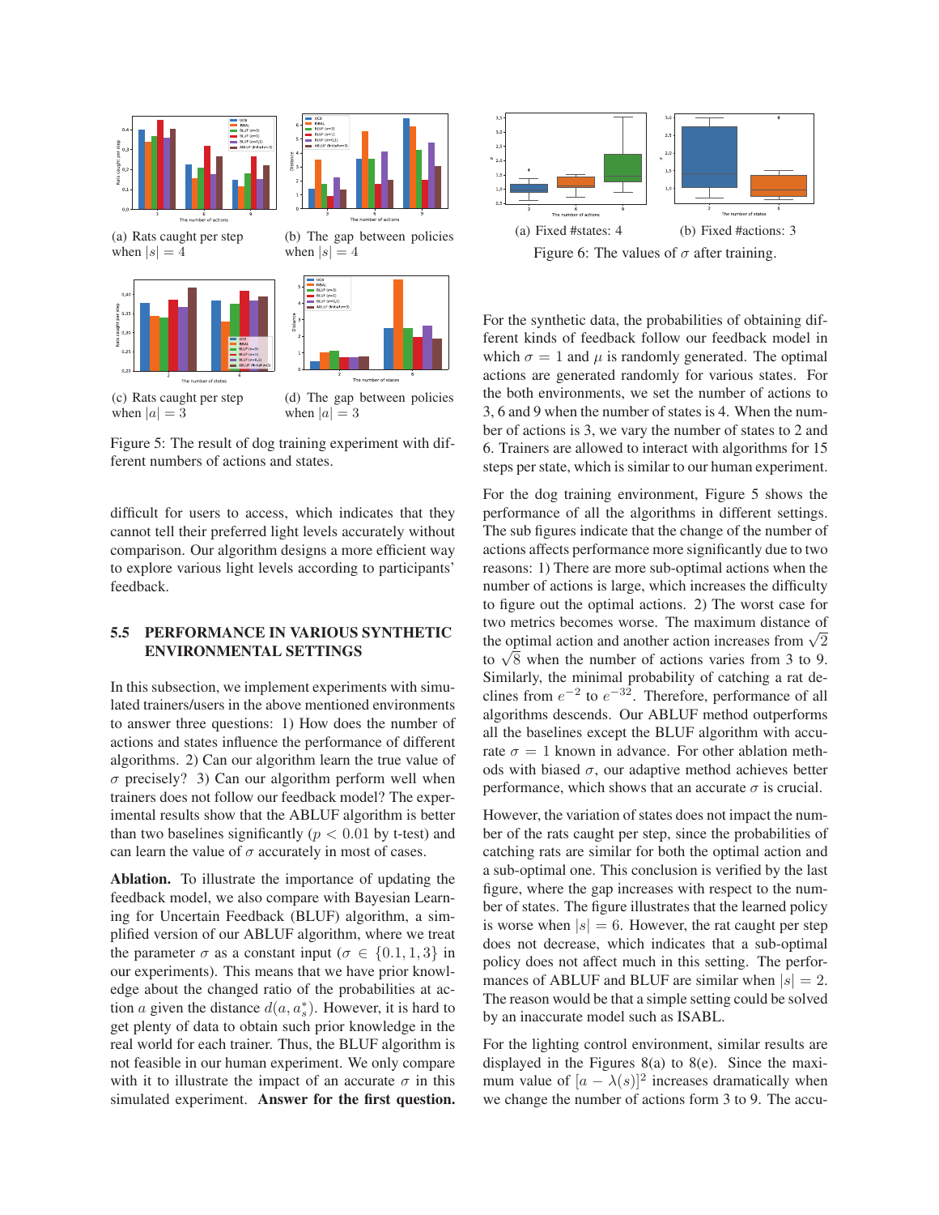(a) Rats caught per step when $|s| = 4$

(b) The gap between policies when $|s| = 4$

(c) Rats caught per step when $|a| = 3$

(d) The gap between policies when $|a| = 3$

Figure 5: The result of dog training experiment with different numbers of actions and states.

difficult for users to access, which indicates that they cannot tell their preferred light levels accurately without comparison. Our algorithm designs a more efficient way to explore various light levels according to participants' feedback.

### 5.5 PERFORMANCE IN VARIOUS SYNTHETIC ENVIRONMENTAL SETTINGS

In this subsection, we implement experiments with simulated trainers/users in the above mentioned environments to answer three questions: 1) How does the number of actions and states influence the performance of different algorithms. 2) Can our algorithm learn the true value of $\sigma$ precisely? 3) Can our algorithm perform well when trainers does not follow our feedback model? The experimental results show that the ABLUF algorithm is better than two baselines significantly ($p < 0.01$ by t-test) and can learn the value of $\sigma$ accurately in most of cases.

**Ablation.** To illustrate the importance of updating the feedback model, we also compare with Bayesian Learning for Uncertain Feedback (BLUF) algorithm, a simplified version of our ABLUF algorithm, where we treat the parameter $\sigma$ as a constant input ($\sigma \in \{0.1, 1, 3\}$ in our experiments). This means that we have prior knowledge about the changed ratio of the probabilities at action $a$ given the distance $d(a, a^*_s)$. However, it is hard to get plenty of data to obtain such prior knowledge in the real world for each trainer. Thus, the BLUF algorithm is not feasible in our human experiment. We only compare with it to illustrate the impact of an accurate $\sigma$ in this simulated experiment. **Answer for the first question.**

(a) Fixed #states: 4

(b) Fixed #actions: 3

Figure 6: The values of $\sigma$ after training.

For the synthetic data, the probabilities of obtaining different kinds of feedback follow our feedback model in which $\sigma = 1$ and $\mu$ is randomly generated. The optimal actions are generated randomly for various states. For the both environments, we set the number of actions to 3, 6 and 9 when the number of states is 4. When the number of actions is 3, we vary the number of states to 2 and 6. Trainers are allowed to interact with algorithms for 15 steps per state, which is similar to our human experiment.

For the dog training environment, Figure 5 shows the performance of all the algorithms in different settings. The sub figures indicate that the change of the number of actions affects performance more significantly due to two reasons: 1) There are more sub-optimal actions when the number of actions is large, which increases the difficulty to figure out the optimal actions. 2) The worst case for two metrics becomes worse. The maximum distance of the optimal action and another action increases from $\sqrt{2}$ to $\sqrt{8}$ when the number of actions varies from 3 to 9. Similarly, the minimal probability of catching a rat declines from $e^{-2}$ to $e^{-32}$. Therefore, performance of all algorithms descends. Our ABLUF method outperforms all the baselines except the BLUF algorithm with accurate $\sigma = 1$ known in advance. For other ablation methods with biased $\sigma$, our adaptive method achieves better performance, which shows that an accurate $\sigma$ is crucial.

However, the variation of states does not impact the number of the rats caught per step, since the probabilities of catching rats are similar for both the optimal action and a sub-optimal one. This conclusion is verified by the last figure, where the gap increases with respect to the number of states. The figure illustrates that the learned policy is worse when $|s| = 6$. However, the rat caught per step does not decrease, which indicates that a sub-optimal policy does not affect much in this setting. The performances of ABLUF and BLUF are similar when $|s| = 2$. The reason would be that a simple setting could be solved by an inaccurate model such as ISABL.

For the lighting control environment, similar results are displayed in the Figures 8(a) to 8(e). Since the maximum value of $[a - \lambda(s)]^2$ increases dramatically when we change the number of actions form 3 to 9. The accu-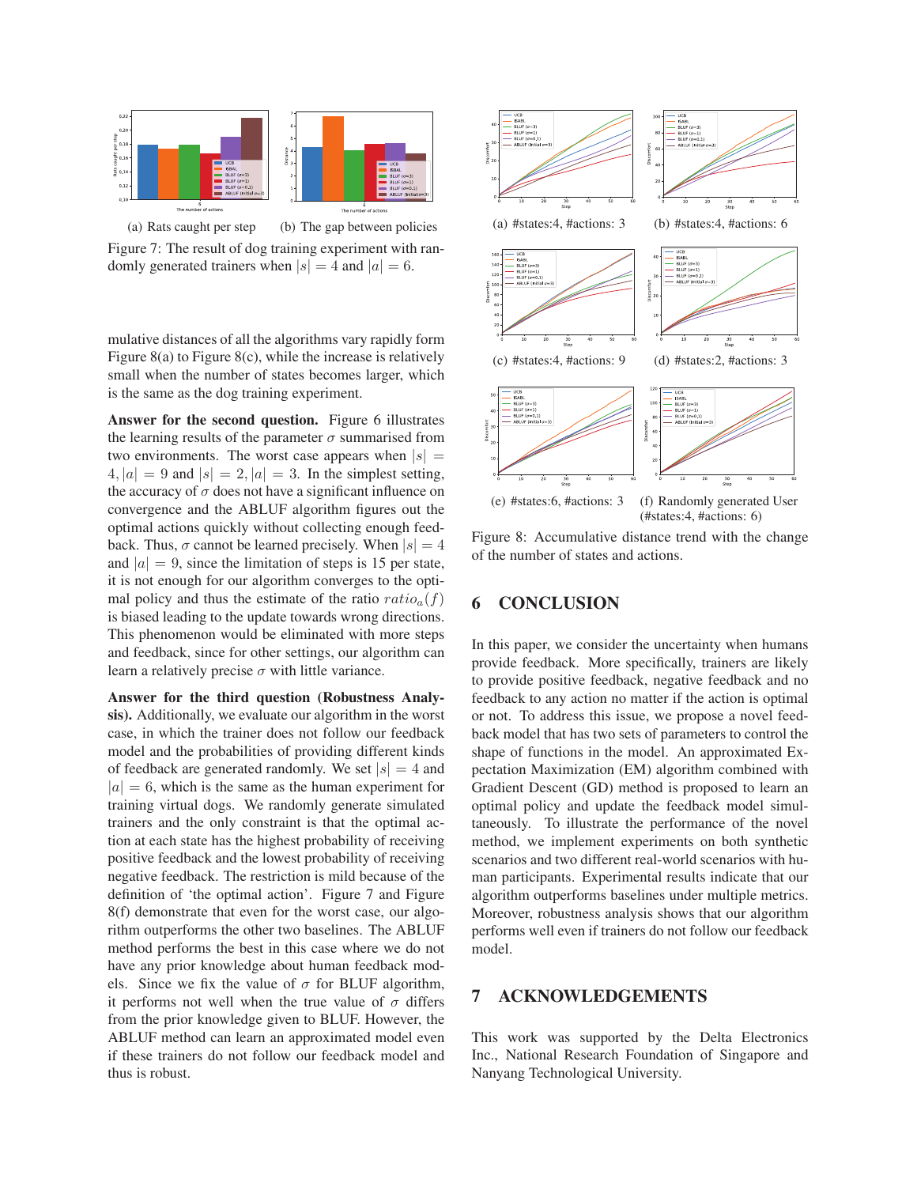(a) Rats caught per step

(b) The gap between policies

Figure 7: The result of dog training experiment with randomly generated trainers when $|s| = 4$ and $|a| = 6$.

mulative distances of all the algorithms vary rapidly form Figure 8(a) to Figure 8(c), while the increase is relatively small when the number of states becomes larger, which is the same as the dog training experiment.

**Answer for the second question.** Figure 6 illustrates the learning results of the parameter $\sigma$ summarised from two environments. The worst case appears when $|s| = 4, |a| = 9$ and $|s| = 2, |a| = 3$. In the simplest setting, the accuracy of $\sigma$ does not have a significant influence on convergence and the ABLUF algorithm figures out the optimal actions quickly without collecting enough feedback. Thus, $\sigma$ cannot be learned precisely. When $|s| = 4$ and $|a| = 9$, since the limitation of steps is 15 per state, it is not enough for our algorithm converges to the optimal policy and thus the estimate of the ratio $ratio_a(f)$ is biased leading to the update towards wrong directions. This phenomenon would be eliminated with more steps and feedback, since for other settings, our algorithm can learn a relatively precise $\sigma$ with little variance.

**Answer for the third question (Robustness Analysis).** Additionally, we evaluate our algorithm in the worst case, in which the trainer does not follow our feedback model and the probabilities of providing different kinds of feedback are generated randomly. We set $|s| = 4$ and $|a| = 6$, which is the same as the human experiment for training virtual dogs. We randomly generate simulated trainers and the only constraint is that the optimal action at each state has the highest probability of receiving positive feedback and the lowest probability of receiving negative feedback. The restriction is mild because of the definition of 'the optimal action'. Figure 7 and Figure 8(f) demonstrate that even for the worst case, our algorithm outperforms the other two baselines. The ABLUF method performs the best in this case where we do not have any prior knowledge about human feedback models. Since we fix the value of $\sigma$ for BLUF algorithm, it performs not well when the true value of $\sigma$ differs from the prior knowledge given to BLUF. However, the ABLUF method can learn an approximated model even if these trainers do not follow our feedback model and thus is robust.

(a) #states:4, #actions: 3

(b) #states:4, #actions: 6

(c) #states:4, #actions: 9

(d) #states:2, #actions: 3

(e) #states:6, #actions: 3

(f) Randomly generated User (#states:4, #actions: 6)

Figure 8: Accumulative distance trend with the change of the number of states and actions.

## 6 CONCLUSION

In this paper, we consider the uncertainty when humans provide feedback. More specifically, trainers are likely to provide positive feedback, negative feedback and no feedback to any action no matter if the action is optimal or not. To address this issue, we propose a novel feedback model that has two sets of parameters to control the shape of functions in the model. An approximated Expectation Maximization (EM) algorithm combined with Gradient Descent (GD) method is proposed to learn an optimal policy and update the feedback model simultaneously. To illustrate the performance of the novel method, we implement experiments on both synthetic scenarios and two different real-world scenarios with human participants. Experimental results indicate that our algorithm outperforms baselines under multiple metrics. Moreover, robustness analysis shows that our algorithm performs well even if trainers do not follow our feedback model.

## 7 ACKNOWLEDGEMENTS

This work was supported by the Delta Electronics Inc., National Research Foundation of Singapore and Nanyang Technological University.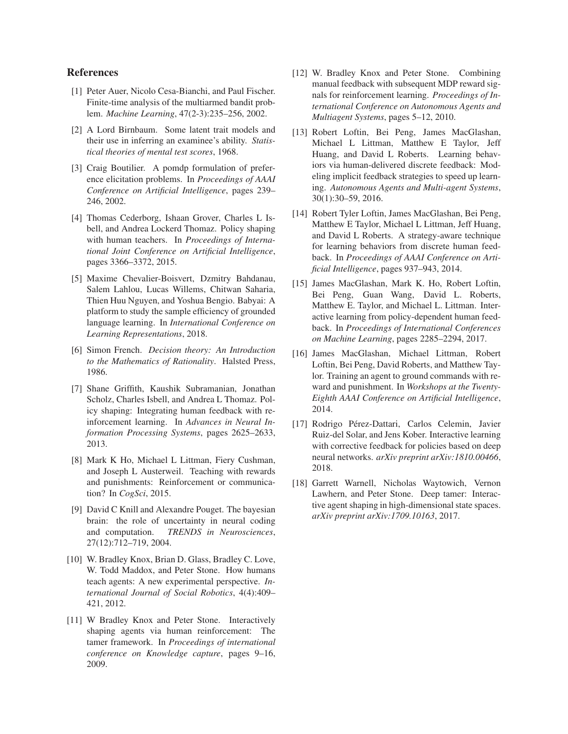## References

[1] Peter Auer, Nicolo Cesa-Bianchi, and Paul Fischer. Finite-time analysis of the multiarmed bandit problem. *Machine Learning*, 47(2-3):235–256, 2002.

[2] A Lord Birnbaum. Some latent trait models and their use in inferring an examinee's ability. *Statistical theories of mental test scores*, 1968.

[3] Craig Boutilier. A pomdp formulation of preference elicitation problems. In *Proceedings of AAAI Conference on Artificial Intelligence*, pages 239–246, 2002.

[4] Thomas Cederborg, Ishaan Grover, Charles L Isbell, and Andrea Lockerd Thomaz. Policy shaping with human teachers. In *Proceedings of International Joint Conference on Artificial Intelligence*, pages 3366–3372, 2015.

[5] Maxime Chevalier-Boisvert, Dzmitry Bahdanau, Salem Lahlou, Lucas Willems, Chitwan Saharia, Thien Huu Nguyen, and Yoshua Bengio. Babyai: A platform to study the sample efficiency of grounded language learning. In *International Conference on Learning Representations*, 2018.

[6] Simon French. *Decision theory: An Introduction to the Mathematics of Rationality*. Halsted Press, 1986.

[7] Shane Griffith, Kaushik Subramanian, Jonathan Scholz, Charles Isbell, and Andrea L Thomaz. Policy shaping: Integrating human feedback with reinforcement learning. In *Advances in Neural Information Processing Systems*, pages 2625–2633, 2013.

[8] Mark K Ho, Michael L Littman, Fiery Cushman, and Joseph L Austerweil. Teaching with rewards and punishments: Reinforcement or communication? In *CogSci*, 2015.

[9] David C Knill and Alexandre Pouget. The bayesian brain: the role of uncertainty in neural coding and computation. *TRENDS in Neurosciences*, 27(12):712–719, 2004.

[10] W. Bradley Knox, Brian D. Glass, Bradley C. Love, W. Todd Maddox, and Peter Stone. How humans teach agents: A new experimental perspective. *International Journal of Social Robotics*, 4(4):409–421, 2012.

[11] W Bradley Knox and Peter Stone. Interactively shaping agents via human reinforcement: The tamer framework. In *Proceedings of international conference on Knowledge capture*, pages 9–16, 2009.

[12] W. Bradley Knox and Peter Stone. Combining manual feedback with subsequent MDP reward signals for reinforcement learning. *Proceedings of International Conference on Autonomous Agents and Multiagent Systems*, pages 5–12, 2010.

[13] Robert Loftin, Bei Peng, James MacGlashan, Michael L Littman, Matthew E Taylor, Jeff Huang, and David L Roberts. Learning behaviors via human-delivered discrete feedback: Modeling implicit feedback strategies to speed up learning. *Autonomous Agents and Multi-agent Systems*, 30(1):30–59, 2016.

[14] Robert Tyler Loftin, James MacGlashan, Bei Peng, Matthew E Taylor, Michael L Littman, Jeff Huang, and David L Roberts. A strategy-aware technique for learning behaviors from discrete human feedback. In *Proceedings of AAAI Conference on Artificial Intelligence*, pages 937–943, 2014.

[15] James MacGlashan, Mark K. Ho, Robert Loftin, Bei Peng, Guan Wang, David L. Roberts, Matthew E. Taylor, and Michael L. Littman. Interactive learning from policy-dependent human feedback. In *Proceedings of International Conferences on Machine Learning*, pages 2285–2294, 2017.

[16] James MacGlashan, Michael Littman, Robert Loftin, Bei Peng, David Roberts, and Matthew Taylor. Training an agent to ground commands with reward and punishment. In *Workshops at the Twenty-Eighth AAAI Conference on Artificial Intelligence*, 2014.

[17] Rodrigo Pérez-Dattari, Carlos Celemin, Javier Ruiz-del Solar, and Jens Kober. Interactive learning with corrective feedback for policies based on deep neural networks. *arXiv preprint arXiv:1810.00466*, 2018.

[18] Garrett Warnell, Nicholas Waytowich, Vernon Lawhern, and Peter Stone. Deep tamer: Interactive agent shaping in high-dimensional state spaces. *arXiv preprint arXiv:1709.10163*, 2017.